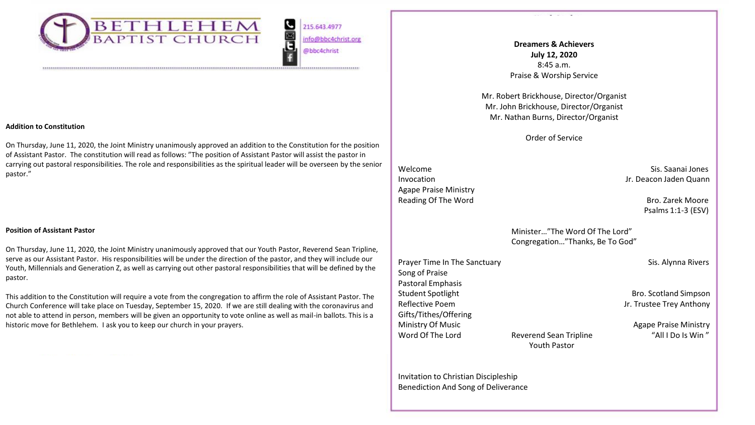# BETHLEHEM BAPTIST CHURCH

215.643.4977
info@bbc4christ.org
@bbc4christ

### Addition to Constitution

On Thursday, June 11, 2020, the Joint Ministry unanimously approved an addition to the Constitution for the position of Assistant Pastor. The constitution will read as follows: "The position of Assistant Pastor will assist the pastor in carrying out pastoral responsibilities. The role and responsibilities as the spiritual leader will be overseen by the senior pastor."

### Position of Assistant Pastor

On Thursday, June 11, 2020, the Joint Ministry unanimously approved that our Youth Pastor, Reverend Sean Tripline, serve as our Assistant Pastor. His responsibilities will be under the direction of the pastor, and they will include our Youth, Millennials and Generation Z, as well as carrying out other pastoral responsibilities that will be defined by the pastor.

This addition to the Constitution will require a vote from the congregation to affirm the role of Assistant Pastor. The Church Conference will take place on Tuesday, September 15, 2020. If we are still dealing with the coronavirus and not able to attend in person, members will be given an opportunity to vote online as well as mail-in ballots. This is a historic move for Bethlehem. I ask you to keep our church in your prayers.

**Dreamers & Achievers**
**July 12, 2020**
8:45 a.m.
Praise & Worship Service

Mr. Robert Brickhouse, Director/Organist
Mr. John Brickhouse, Director/Organist
Mr. Nathan Burns, Director/Organist

Order of Service

| | |
|---|---|
| Welcome | Sis. Saanai Jones |
| Invocation | Jr. Deacon Jaden Quann |
| Agape Praise Ministry | |
| Reading Of The Word | Bro. Zarek Moore<br>Psalms 1:1-3 (ESV) |

Minister…"The Word Of The Lord"
Congregation…"Thanks, Be To God"

| | | |
|---|---|---|
| Prayer Time In The Sanctuary | | Sis. Alynna Rivers |
| Song of Praise | | |
| Pastoral Emphasis | | |
| Student Spotlight | | Bro. Scotland Simpson |
| Reflective Poem | | Jr. Trustee Trey Anthony |
| Gifts/Tithes/Offering | | |
| Ministry Of Music | | Agape Praise Ministry |
| Word Of The Lord | Reverend Sean Tripline<br>Youth Pastor | "All I Do Is Win" |

Invitation to Christian Discipleship
Benediction And Song of Deliverance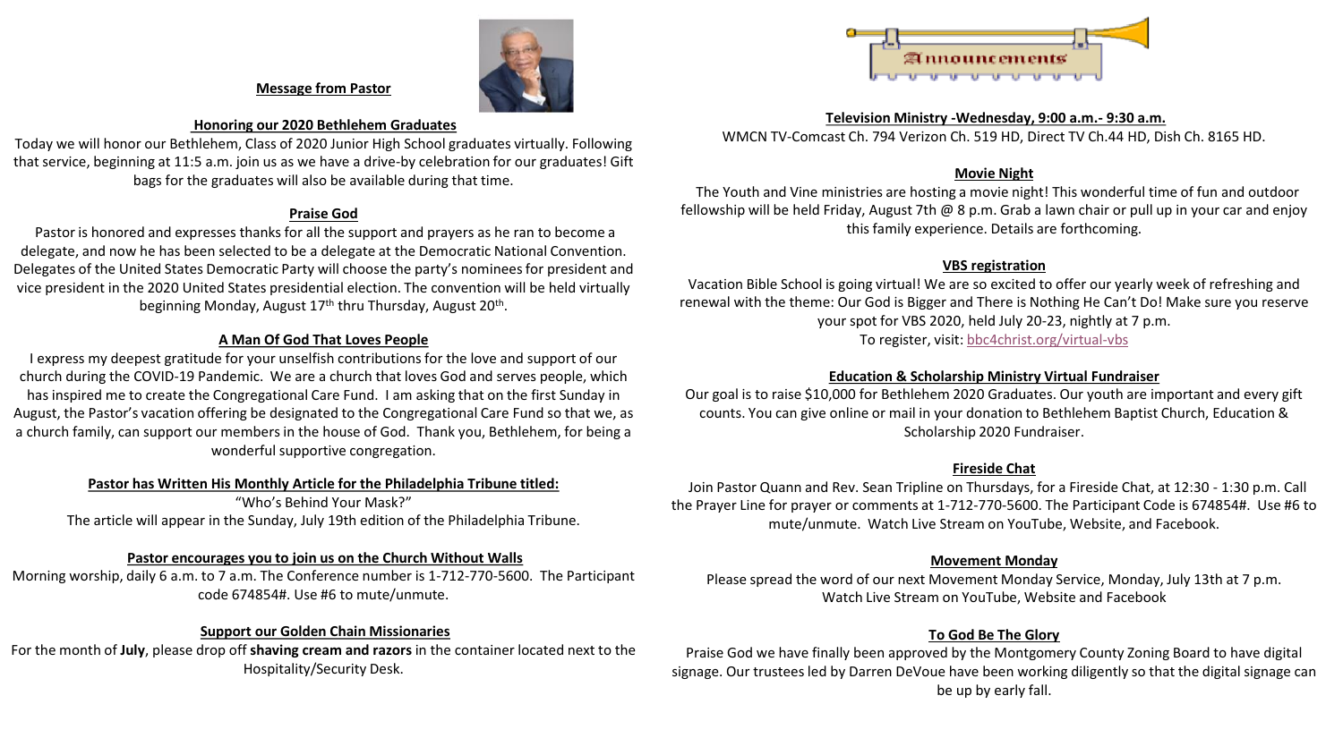## Message from Pastor

### Honoring our 2020 Bethlehem Graduates

Today we will honor our Bethlehem, Class of 2020 Junior High School graduates virtually. Following that service, beginning at 11:5 a.m. join us as we have a drive-by celebration for our graduates! Gift bags for the graduates will also be available during that time.

### Praise God

Pastor is honored and expresses thanks for all the support and prayers as he ran to become a delegate, and now he has been selected to be a delegate at the Democratic National Convention. Delegates of the United States Democratic Party will choose the party's nominees for president and vice president in the 2020 United States presidential election. The convention will be held virtually beginning Monday, August 17th thru Thursday, August 20th.

### A Man Of God That Loves People

I express my deepest gratitude for your unselfish contributions for the love and support of our church during the COVID-19 Pandemic. We are a church that loves God and serves people, which has inspired me to create the Congregational Care Fund. I am asking that on the first Sunday in August, the Pastor's vacation offering be designated to the Congregational Care Fund so that we, as a church family, can support our members in the house of God. Thank you, Bethlehem, for being a wonderful supportive congregation.

### Pastor has Written His Monthly Article for the Philadelphia Tribune titled:

"Who's Behind Your Mask?"
The article will appear in the Sunday, July 19th edition of the Philadelphia Tribune.

### Pastor encourages you to join us on the Church Without Walls

Morning worship, daily 6 a.m. to 7 a.m. The Conference number is 1-712-770-5600. The Participant code 674854#. Use #6 to mute/unmute.

### Support our Golden Chain Missionaries

For the month of **July**, please drop off **shaving cream and razors** in the container located next to the Hospitality/Security Desk.

## Announcements

### Television Ministry -Wednesday, 9:00 a.m.- 9:30 a.m.

WMCN TV-Comcast Ch. 794 Verizon Ch. 519 HD, Direct TV Ch.44 HD, Dish Ch. 8165 HD.

### Movie Night

The Youth and Vine ministries are hosting a movie night! This wonderful time of fun and outdoor fellowship will be held Friday, August 7th @ 8 p.m. Grab a lawn chair or pull up in your car and enjoy this family experience. Details are forthcoming.

### VBS registration

Vacation Bible School is going virtual! We are so excited to offer our yearly week of refreshing and renewal with the theme: Our God is Bigger and There is Nothing He Can't Do! Make sure you reserve your spot for VBS 2020, held July 20-23, nightly at 7 p.m.
To register, visit: bbc4christ.org/virtual-vbs

### Education & Scholarship Ministry Virtual Fundraiser

Our goal is to raise $10,000 for Bethlehem 2020 Graduates. Our youth are important and every gift counts. You can give online or mail in your donation to Bethlehem Baptist Church, Education & Scholarship 2020 Fundraiser.

### Fireside Chat

Join Pastor Quann and Rev. Sean Tripline on Thursdays, for a Fireside Chat, at 12:30 - 1:30 p.m. Call the Prayer Line for prayer or comments at 1-712-770-5600. The Participant Code is 674854#. Use #6 to mute/unmute. Watch Live Stream on YouTube, Website, and Facebook.

### Movement Monday

Please spread the word of our next Movement Monday Service, Monday, July 13th at 7 p.m.
Watch Live Stream on YouTube, Website and Facebook

### To God Be The Glory

Praise God we have finally been approved by the Montgomery County Zoning Board to have digital signage. Our trustees led by Darren DeVoue have been working diligently so that the digital signage can be up by early fall.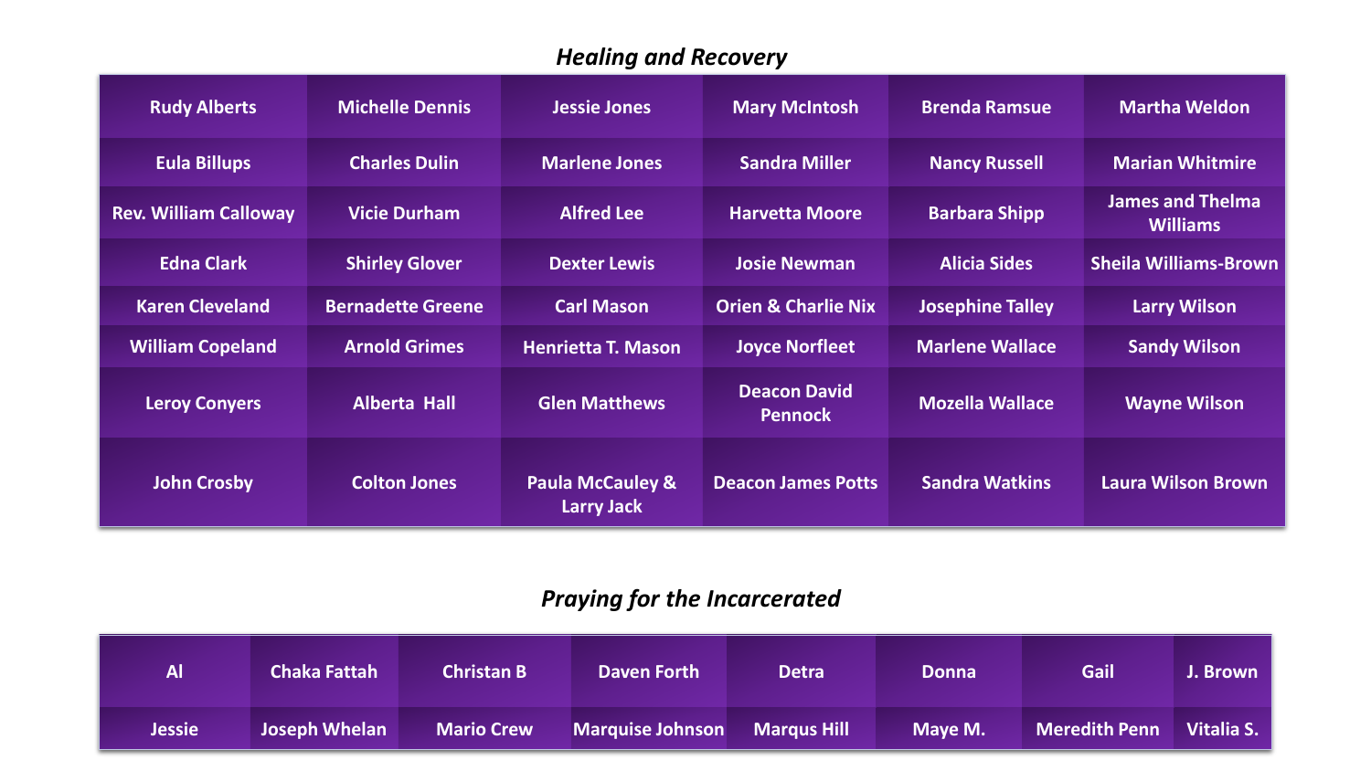## *Healing and Recovery*

| | | | | | |
|---|---|---|---|---|---|
| Rudy Alberts | Michelle Dennis | Jessie Jones | Mary McIntosh | Brenda Ramsue | Martha Weldon |
| Eula Billups | Charles Dulin | Marlene Jones | Sandra Miller | Nancy Russell | Marian Whitmire |
| Rev. William Calloway | Vicie Durham | Alfred Lee | Harvetta Moore | Barbara Shipp | James and Thelma Williams |
| Edna Clark | Shirley Glover | Dexter Lewis | Josie Newman | Alicia Sides | Sheila Williams-Brown |
| Karen Cleveland | Bernadette Greene | Carl Mason | Orien & Charlie Nix | Josephine Talley | Larry Wilson |
| William Copeland | Arnold Grimes | Henrietta T. Mason | Joyce Norfleet | Marlene Wallace | Sandy Wilson |
| Leroy Conyers | Alberta Hall | Glen Matthews | Deacon David Pennock | Mozella Wallace | Wayne Wilson |
| John Crosby | Colton Jones | Paula McCauley & Larry Jack | Deacon James Potts | Sandra Watkins | Laura Wilson Brown |

## *Praying for the Incarcerated*

| | | | | | | | |
|---|---|---|---|---|---|---|---|
| Al | Chaka Fattah | Christan B | Daven Forth | Detra | Donna | Gail | J. Brown |
| Jessie | Joseph Whelan | Mario Crew | Marquise Johnson | Marqus Hill | Maye M. | Meredith Penn | Vitalia S. |